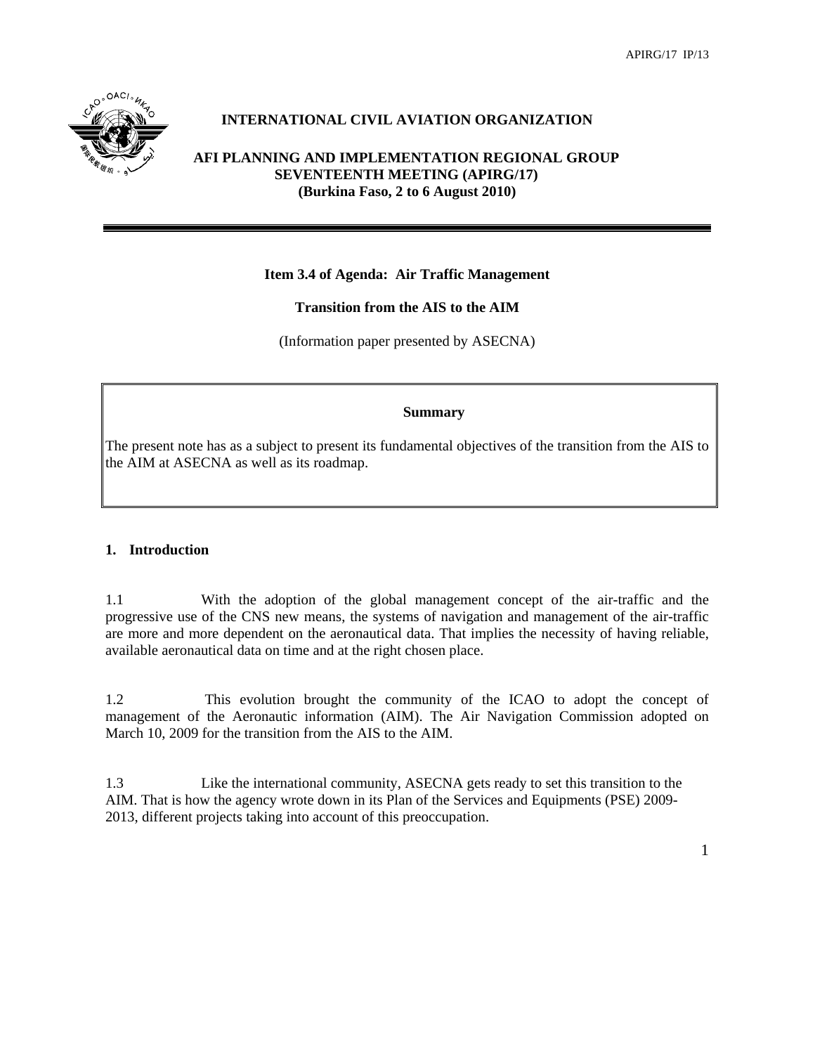APIRG/17 IP/13

**INTERNATIONAL CIVIL AVIATION ORGANIZATION**

**AFI PLANNING AND IMPLEMENTATION REGIONAL GROUP SEVENTEENTH MEETING (APIRG/17) (Burkina Faso, 2 to 6 August 2010)**

---

**Item 3.4 of Agenda: Air Traffic Management**

**Transition from the AIS to the AIM**

(Information paper presented by ASECNA)

| **Summary** |
|---|
| The present note has as a subject to present its fundamental objectives of the transition from the AIS to the AIM at ASECNA as well as its roadmap. |

## 1. Introduction

1.1 With the adoption of the global management concept of the air-traffic and the progressive use of the CNS new means, the systems of navigation and management of the air-traffic are more and more dependent on the aeronautical data. That implies the necessity of having reliable, available aeronautical data on time and at the right chosen place.

1.2 This evolution brought the community of the ICAO to adopt the concept of management of the Aeronautic information (AIM). The Air Navigation Commission adopted on March 10, 2009 for the transition from the AIS to the AIM.

1.3 Like the international community, ASECNA gets ready to set this transition to the AIM. That is how the agency wrote down in its Plan of the Services and Equipments (PSE) 2009-2013, different projects taking into account of this preoccupation.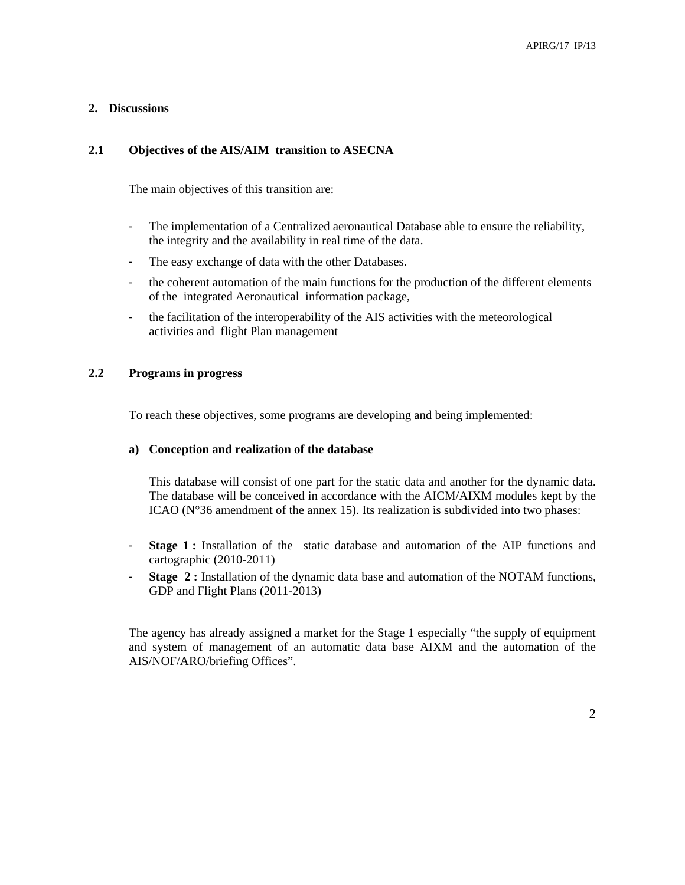## 2. Discussions

### 2.1 Objectives of the AIS/AIM transition to ASECNA

The main objectives of this transition are:

- The implementation of a Centralized aeronautical Database able to ensure the reliability, the integrity and the availability in real time of the data.
- The easy exchange of data with the other Databases.
- the coherent automation of the main functions for the production of the different elements of the integrated Aeronautical information package,
- the facilitation of the interoperability of the AIS activities with the meteorological activities and flight Plan management

### 2.2 Programs in progress

To reach these objectives, some programs are developing and being implemented:

**a) Conception and realization of the database**

This database will consist of one part for the static data and another for the dynamic data. The database will be conceived in accordance with the AICM/AIXM modules kept by the ICAO (N°36 amendment of the annex 15). Its realization is subdivided into two phases:

- **Stage 1 :** Installation of the static database and automation of the AIP functions and cartographic (2010-2011)
- **Stage 2 :** Installation of the dynamic data base and automation of the NOTAM functions, GDP and Flight Plans (2011-2013)

The agency has already assigned a market for the Stage 1 especially "the supply of equipment and system of management of an automatic data base AIXM and the automation of the AIS/NOF/ARO/briefing Offices".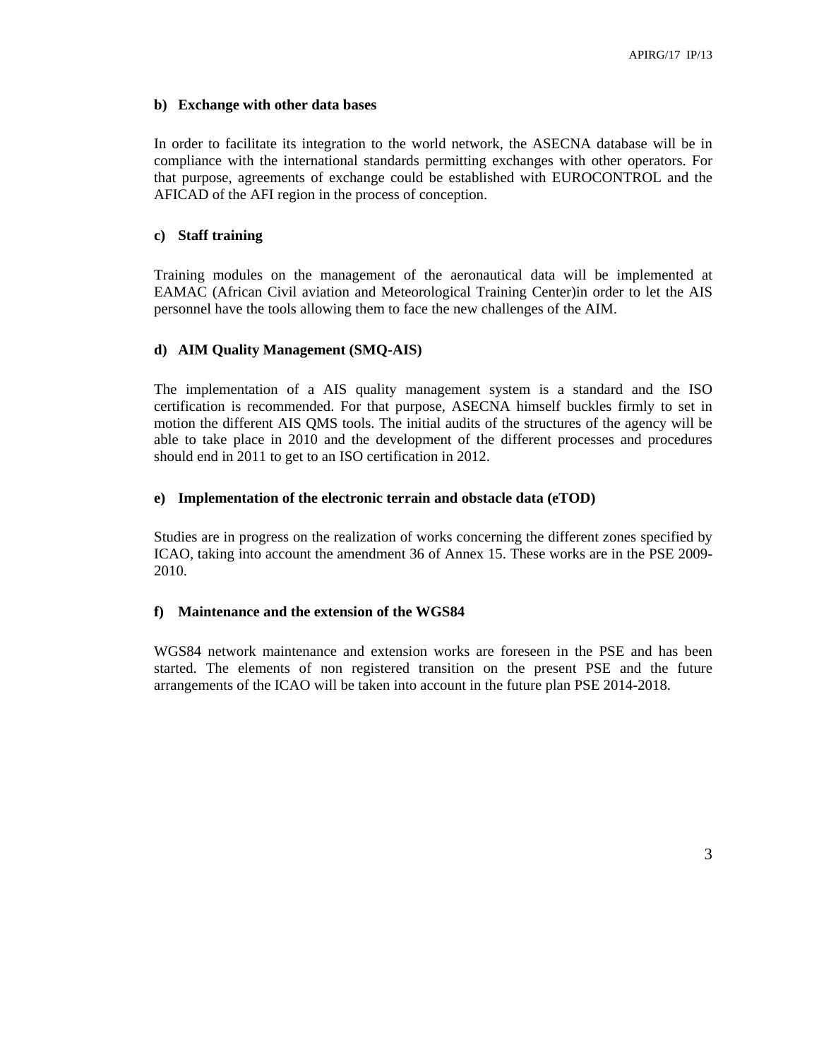**b) Exchange with other data bases**

In order to facilitate its integration to the world network, the ASECNA database will be in compliance with the international standards permitting exchanges with other operators. For that purpose, agreements of exchange could be established with EUROCONTROL and the AFICAD of the AFI region in the process of conception.

**c) Staff training**

Training modules on the management of the aeronautical data will be implemented at EAMAC (African Civil aviation and Meteorological Training Center)in order to let the AIS personnel have the tools allowing them to face the new challenges of the AIM.

**d) AIM Quality Management (SMQ-AIS)**

The implementation of a AIS quality management system is a standard and the ISO certification is recommended. For that purpose, ASECNA himself buckles firmly to set in motion the different AIS QMS tools. The initial audits of the structures of the agency will be able to take place in 2010 and the development of the different processes and procedures should end in 2011 to get to an ISO certification in 2012.

**e) Implementation of the electronic terrain and obstacle data (eTOD)**

Studies are in progress on the realization of works concerning the different zones specified by ICAO, taking into account the amendment 36 of Annex 15. These works are in the PSE 2009-2010.

**f) Maintenance and the extension of the WGS84**

WGS84 network maintenance and extension works are foreseen in the PSE and has been started. The elements of non registered transition on the present PSE and the future arrangements of the ICAO will be taken into account in the future plan PSE 2014-2018.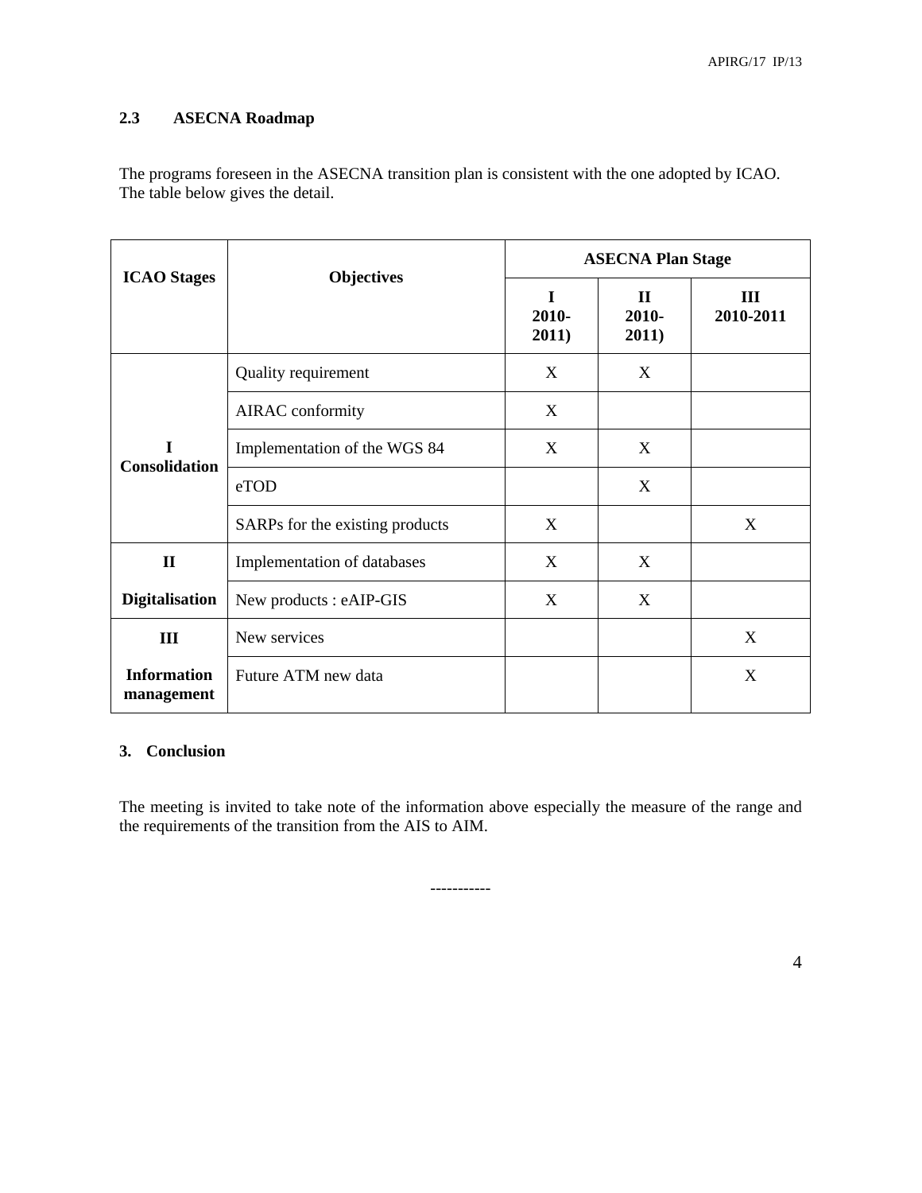### 2.3 ASECNA Roadmap

The programs foreseen in the ASECNA transition plan is consistent with the one adopted by ICAO. The table below gives the detail.

| ICAO Stages | Objectives | ASECNA Plan Stage | | |
|---|---|---|---|---|
| | | **I 2010-2011)** | **II 2010-2011)** | **III 2010-2011** |
| **I Consolidation** | Quality requirement | X | X | |
| | AIRAC conformity | X | | |
| | Implementation of the WGS 84 | X | X | |
| | eTOD | | X | |
| | SARPs for the existing products | X | | X |
| **II Digitalisation** | Implementation of databases | X | X | |
| | New products : eAIP-GIS | X | X | |
| **III Information management** | New services | | | X |
| | Future ATM new data | | | X |

### 3. Conclusion

The meeting is invited to take note of the information above especially the measure of the range and the requirements of the transition from the AIS to AIM.

----------